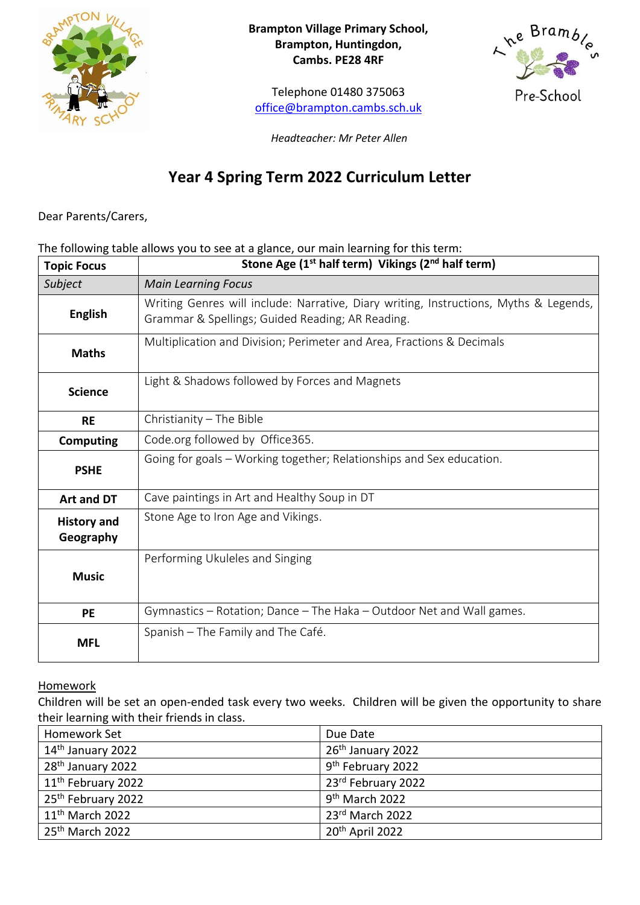**Brampton Village Primary School,**
**Brampton, Huntingdon,**
**Cambs. PE28 4RF**

Telephone 01480 375063
office@brampton.cambs.sch.uk

*Headteacher: Mr Peter Allen*

The Brambles Pre-School

# Year 4 Spring Term 2022 Curriculum Letter

Dear Parents/Carers,

The following table allows you to see at a glance, our main learning for this term:

| **Topic Focus** | **Stone Age (1st half term) Vikings (2nd half term)** |
|---|---|
| *Subject* | *Main Learning Focus* |
| **English** | Writing Genres will include: Narrative, Diary writing, Instructions, Myths & Legends, Grammar & Spellings; Guided Reading; AR Reading. |
| **Maths** | Multiplication and Division; Perimeter and Area, Fractions & Decimals |
| **Science** | Light & Shadows followed by Forces and Magnets |
| **RE** | Christianity – The Bible |
| **Computing** | Code.org followed by Office365. |
| **PSHE** | Going for goals – Working together; Relationships and Sex education. |
| **Art and DT** | Cave paintings in Art and Healthy Soup in DT |
| **History and Geography** | Stone Age to Iron Age and Vikings. |
| **Music** | Performing Ukuleles and Singing |
| **PE** | Gymnastics – Rotation; Dance – The Haka – Outdoor Net and Wall games. |
| **MFL** | Spanish – The Family and The Café. |

## Homework

Children will be set an open-ended task every two weeks. Children will be given the opportunity to share their learning with their friends in class.

| Homework Set | Due Date |
|---|---|
| 14th January 2022 | 26th January 2022 |
| 28th January 2022 | 9th February 2022 |
| 11th February 2022 | 23rd February 2022 |
| 25th February 2022 | 9th March 2022 |
| 11th March 2022 | 23rd March 2022 |
| 25th March 2022 | 20th April 2022 |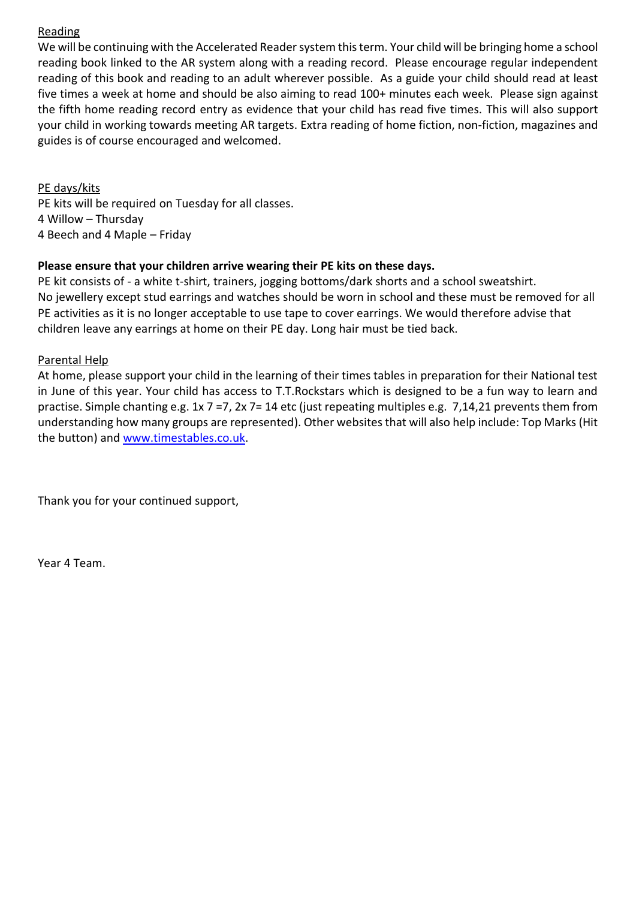Reading

We will be continuing with the Accelerated Reader system this term. Your child will be bringing home a school reading book linked to the AR system along with a reading record. Please encourage regular independent reading of this book and reading to an adult wherever possible. As a guide your child should read at least five times a week at home and should be also aiming to read 100+ minutes each week. Please sign against the fifth home reading record entry as evidence that your child has read five times. This will also support your child in working towards meeting AR targets. Extra reading of home fiction, non-fiction, magazines and guides is of course encouraged and welcomed.

PE days/kits

PE kits will be required on Tuesday for all classes.
4 Willow – Thursday
4 Beech and 4 Maple – Friday

**Please ensure that your children arrive wearing their PE kits on these days.**

PE kit consists of - a white t-shirt, trainers, jogging bottoms/dark shorts and a school sweatshirt.
No jewellery except stud earrings and watches should be worn in school and these must be removed for all PE activities as it is no longer acceptable to use tape to cover earrings. We would therefore advise that children leave any earrings at home on their PE day. Long hair must be tied back.

Parental Help

At home, please support your child in the learning of their times tables in preparation for their National test in June of this year. Your child has access to T.T.Rockstars which is designed to be a fun way to learn and practise. Simple chanting e.g. 1x 7 =7, 2x 7= 14 etc (just repeating multiples e.g. 7,14,21 prevents them from understanding how many groups are represented). Other websites that will also help include: Top Marks (Hit the button) and [www.timestables.co.uk](http://www.timestables.co.uk).

Thank you for your continued support,

Year 4 Team.